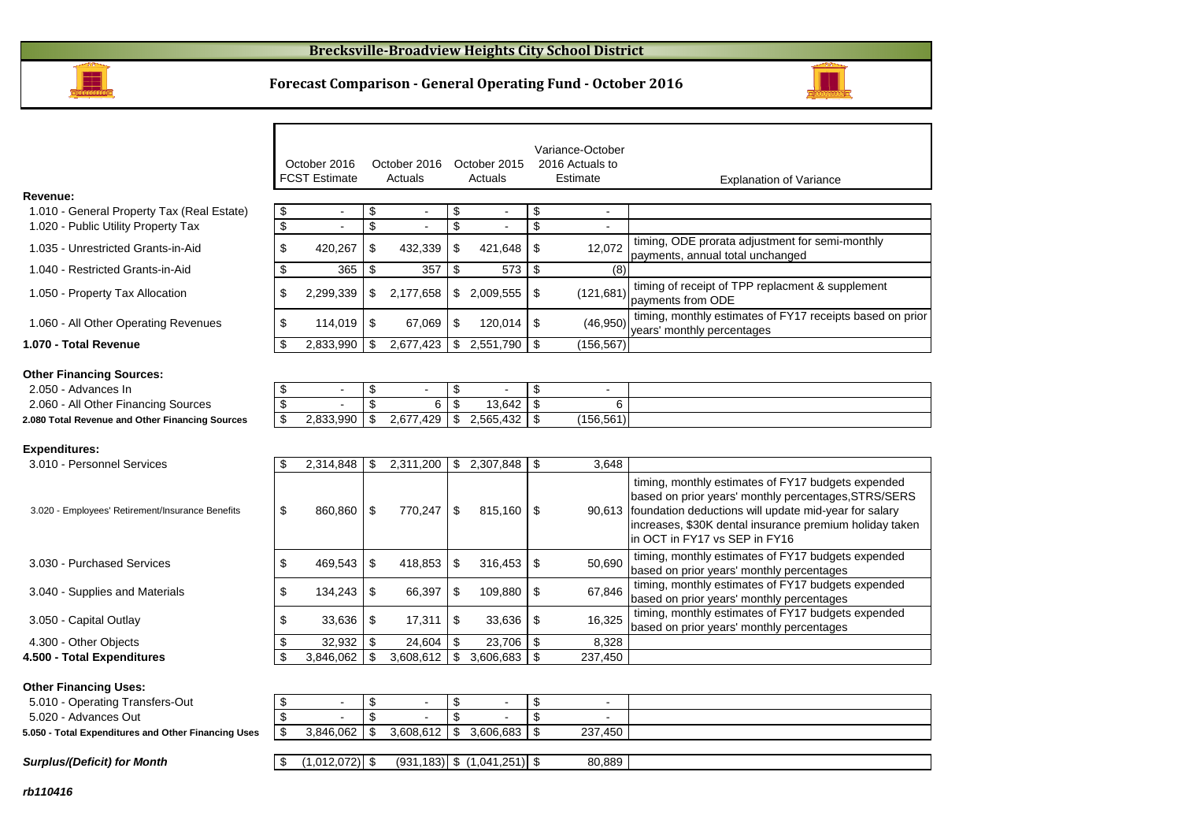# Brecksville-Broadview Heights City School District

## Forecast Comparison - General Operating Fund - October 2016

| | October 2016 FCST Estimate | October 2016 Actuals | October 2015 Actuals | Variance-October 2016 Actuals to Estimate | Explanation of Variance |
|---|---|---|---|---|---|
| **Revenue:** | | | | | |
| 1.010 - General Property Tax (Real Estate) | $ - | $ - | $ - | $ - | |
| 1.020 - Public Utility Property Tax | $ - | $ - | $ - | $ - | |
| 1.035 - Unrestricted Grants-in-Aid | $ 420,267 | $ 432,339 | $ 421,648 | $ 12,072 | timing, ODE prorata adjustment for semi-monthly payments, annual total unchanged |
| 1.040 - Restricted Grants-in-Aid | $ 365 | $ 357 | $ 573 | $ (8) | |
| 1.050 - Property Tax Allocation | $ 2,299,339 | $ 2,177,658 | $ 2,009,555 | $ (121,681) | timing of receipt of TPP replacment & supplement payments from ODE |
| 1.060 - All Other Operating Revenues | $ 114,019 | $ 67,069 | $ 120,014 | $ (46,950) | timing, monthly estimates of FY17 receipts based on prior years' monthly percentages |
| **1.070 - Total Revenue** | $ 2,833,990 | $ 2,677,423 | $ 2,551,790 | $ (156,567) | |
| **Other Financing Sources:** | | | | | |
| 2.050 - Advances In | $ - | $ - | $ - | $ - | |
| 2.060 - All Other Financing Sources | $ - | $ 6 | $ 13,642 | $ 6 | |
| **2.080 Total Revenue and Other Financing Sources** | $ 2,833,990 | $ 2,677,429 | $ 2,565,432 | $ (156,561) | |
| **Expenditures:** | | | | | |
| 3.010 - Personnel Services | $ 2,314,848 | $ 2,311,200 | $ 2,307,848 | $ 3,648 | |
| 3.020 - Employees' Retirement/Insurance Benefits | $ 860,860 | $ 770,247 | $ 815,160 | $ 90,613 | timing, monthly estimates of FY17 budgets expended based on prior years' monthly percentages,STRS/SERS foundation deductions will update mid-year for salary increases, $30K dental insurance premium holiday taken in OCT in FY17 vs SEP in FY16 |
| 3.030 - Purchased Services | $ 469,543 | $ 418,853 | $ 316,453 | $ 50,690 | timing, monthly estimates of FY17 budgets expended based on prior years' monthly percentages |
| 3.040 - Supplies and Materials | $ 134,243 | $ 66,397 | $ 109,880 | $ 67,846 | timing, monthly estimates of FY17 budgets expended based on prior years' monthly percentages |
| 3.050 - Capital Outlay | $ 33,636 | $ 17,311 | $ 33,636 | $ 16,325 | timing, monthly estimates of FY17 budgets expended based on prior years' monthly percentages |
| 4.300 - Other Objects | $ 32,932 | $ 24,604 | $ 23,706 | $ 8,328 | |
| **4.500 - Total Expenditures** | $ 3,846,062 | $ 3,608,612 | $ 3,606,683 | $ 237,450 | |
| **Other Financing Uses:** | | | | | |
| 5.010 - Operating Transfers-Out | $ - | $ - | $ - | $ - | |
| 5.020 - Advances Out | $ - | $ - | $ - | $ - | |
| **5.050 - Total Expenditures and Other Financing Uses** | $ 3,846,062 | $ 3,608,612 | $ 3,606,683 | $ 237,450 | |
| ***Surplus/(Deficit) for Month*** | $ (1,012,072) | $ (931,183) | $ (1,041,251) | $ 80,889 | |

*rb110416*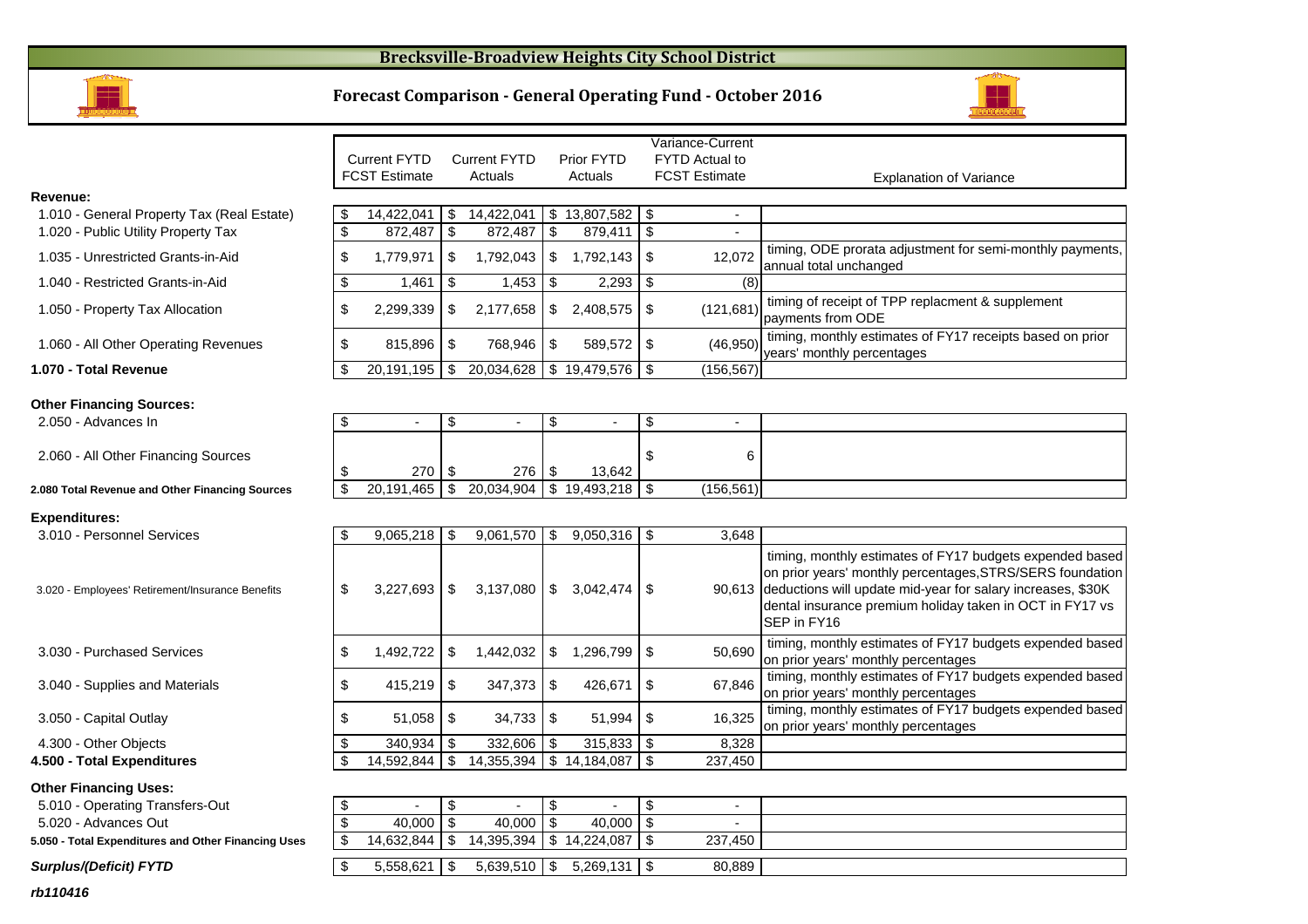# Brecksville-Broadview Heights City School District

## Forecast Comparison - General Operating Fund - October 2016

| | Current FYTD FCST Estimate | Current FYTD Actuals | Prior FYTD Actuals | Variance-Current FYTD Actual to FCST Estimate | Explanation of Variance |
|---|---|---|---|---|---|
| **Revenue:** | | | | | |
| 1.010 - General Property Tax (Real Estate) | $ 14,422,041 | $ 14,422,041 | $ 13,807,582 | $ - | |
| 1.020 - Public Utility Property Tax | $ 872,487 | $ 872,487 | $ 879,411 | $ - | |
| 1.035 - Unrestricted Grants-in-Aid | $ 1,779,971 | $ 1,792,043 | $ 1,792,143 | $ 12,072 | timing, ODE prorata adjustment for semi-monthly payments, annual total unchanged |
| 1.040 - Restricted Grants-in-Aid | $ 1,461 | $ 1,453 | $ 2,293 | $ (8) | |
| 1.050 - Property Tax Allocation | $ 2,299,339 | $ 2,177,658 | $ 2,408,575 | $ (121,681) | timing of receipt of TPP replacment & supplement payments from ODE |
| 1.060 - All Other Operating Revenues | $ 815,896 | $ 768,946 | $ 589,572 | $ (46,950) | timing, monthly estimates of FY17 receipts based on prior years' monthly percentages |
| **1.070 - Total Revenue** | $ 20,191,195 | $ 20,034,628 | $ 19,479,576 | $ (156,567) | |
| **Other Financing Sources:** | | | | | |
| 2.050 - Advances In | $ - | $ - | $ - | $ - | |
| 2.060 - All Other Financing Sources | $ 270 | $ 276 | $ 13,642 | $ 6 | |
| **2.080 Total Revenue and Other Financing Sources** | $ 20,191,465 | $ 20,034,904 | $ 19,493,218 | $ (156,561) | |
| **Expenditures:** | | | | | |
| 3.010 - Personnel Services | $ 9,065,218 | $ 9,061,570 | $ 9,050,316 | $ 3,648 | |
| 3.020 - Employees' Retirement/Insurance Benefits | $ 3,227,693 | $ 3,137,080 | $ 3,042,474 | $ 90,613 | timing, monthly estimates of FY17 budgets expended based on prior years' monthly percentages,STRS/SERS foundation deductions will update mid-year for salary increases, $30K dental insurance premium holiday taken in OCT in FY17 vs SEP in FY16 |
| 3.030 - Purchased Services | $ 1,492,722 | $ 1,442,032 | $ 1,296,799 | $ 50,690 | timing, monthly estimates of FY17 budgets expended based on prior years' monthly percentages |
| 3.040 - Supplies and Materials | $ 415,219 | $ 347,373 | $ 426,671 | $ 67,846 | timing, monthly estimates of FY17 budgets expended based on prior years' monthly percentages |
| 3.050 - Capital Outlay | $ 51,058 | $ 34,733 | $ 51,994 | $ 16,325 | timing, monthly estimates of FY17 budgets expended based on prior years' monthly percentages |
| 4.300 - Other Objects | $ 340,934 | $ 332,606 | $ 315,833 | $ 8,328 | |
| **4.500 - Total Expenditures** | $ 14,592,844 | $ 14,355,394 | $ 14,184,087 | $ 237,450 | |
| **Other Financing Uses:** | | | | | |
| 5.010 - Operating Transfers-Out | $ - | $ - | $ - | $ - | |
| 5.020 - Advances Out | $ 40,000 | $ 40,000 | $ 40,000 | $ - | |
| **5.050 - Total Expenditures and Other Financing Uses** | $ 14,632,844 | $ 14,395,394 | $ 14,224,087 | $ 237,450 | |
| ***Surplus/(Deficit) FYTD*** | $ 5,558,621 | $ 5,639,510 | $ 5,269,131 | $ 80,889 | |

***rb110416***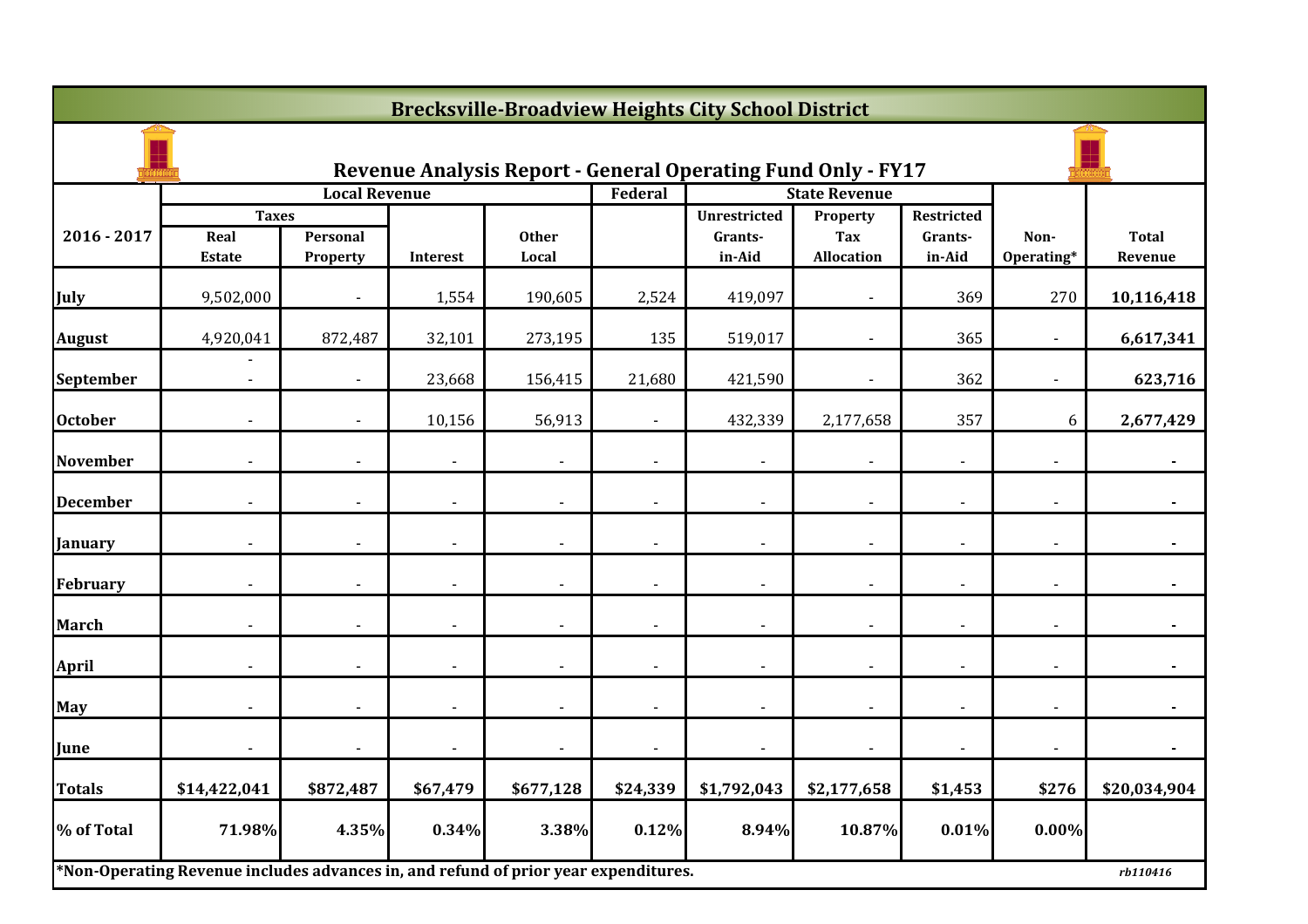# Brecksville-Broadview Heights City School District

## Revenue Analysis Report - General Operating Fund Only - FY17

| 2016 - 2017 | Local Revenue | | | | Federal | State Revenue | | | Non-Operating* | Total Revenue |
|---|---|---|---|---|---|---|---|---|---|---|
| | Taxes | | | | | | | | | |
| | Real Estate | Personal Property | Interest | Other Local | | Unrestricted Grants-in-Aid | Property Tax Allocation | Restricted Grants-in-Aid | | |
| July | 9,502,000 | - | 1,554 | 190,605 | 2,524 | 419,097 | - | 369 | 270 | **10,116,418** |
| August | 4,920,041 | 872,487 | 32,101 | 273,195 | 135 | 519,017 | - | 365 | - | **6,617,341** |
| September | - - | - | 23,668 | 156,415 | 21,680 | 421,590 | - | 362 | - | **623,716** |
| October | - | - | 10,156 | 56,913 | - | 432,339 | 2,177,658 | 357 | 6 | **2,677,429** |
| November | - | - | - | - | - | - | - | - | - | **-** |
| December | - | - | - | - | - | - | - | - | - | **-** |
| January | - | - | - | - | - | - | - | - | - | **-** |
| February | - | - | - | - | - | - | - | - | - | **-** |
| March | - | - | - | - | - | - | - | - | - | **-** |
| April | - | - | - | - | - | - | - | - | - | **-** |
| May | - | - | - | - | - | - | - | - | - | **-** |
| June | - | - | - | - | - | - | - | - | - | **-** |
| **Totals** | **$14,422,041** | **$872,487** | **$67,479** | **$677,128** | **$24,339** | **$1,792,043** | **$2,177,658** | **$1,453** | **$276** | **$20,034,904** |
| **% of Total** | **71.98%** | **4.35%** | **0.34%** | **3.38%** | **0.12%** | **8.94%** | **10.87%** | **0.01%** | **0.00%** | |

**\*Non-Operating Revenue includes advances in, and refund of prior year expenditures.**

*rb110416*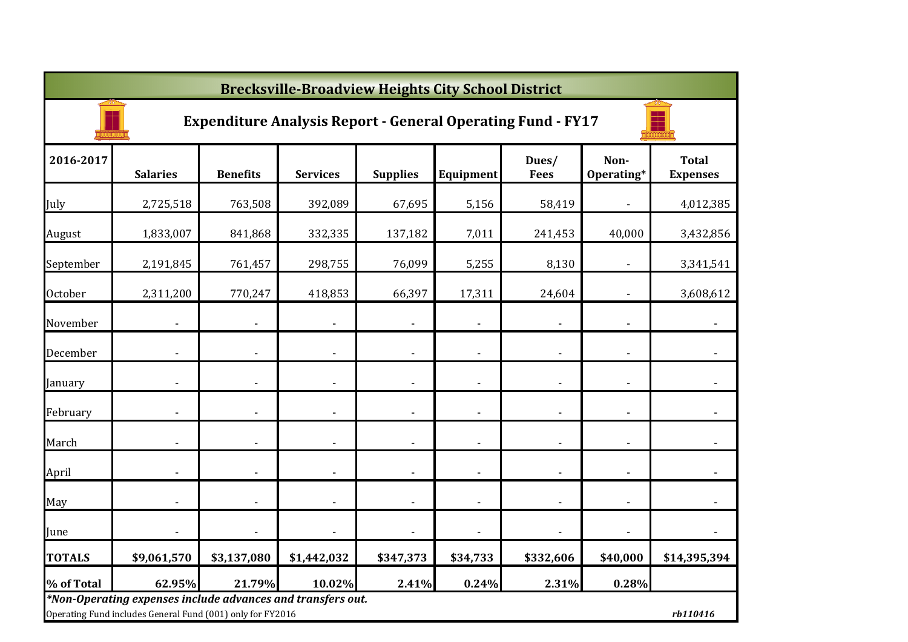# Brecksville-Broadview Heights City School District

## Expenditure Analysis Report - General Operating Fund - FY17

| 2016-2017 | Salaries | Benefits | Services | Supplies | Equipment | Dues/ Fees | Non-Operating* | Total Expenses |
|---|---|---|---|---|---|---|---|---|
| July | 2,725,518 | 763,508 | 392,089 | 67,695 | 5,156 | 58,419 | - | 4,012,385 |
| August | 1,833,007 | 841,868 | 332,335 | 137,182 | 7,011 | 241,453 | 40,000 | 3,432,856 |
| September | 2,191,845 | 761,457 | 298,755 | 76,099 | 5,255 | 8,130 | - | 3,341,541 |
| October | 2,311,200 | 770,247 | 418,853 | 66,397 | 17,311 | 24,604 | - | 3,608,612 |
| November | - | - | - | - | - | - | - | - |
| December | - | - | - | - | - | - | - | - |
| January | - | - | - | - | - | - | - | - |
| February | - | - | - | - | - | - | - | - |
| March | - | - | - | - | - | - | - | - |
| April | - | - | - | - | - | - | - | - |
| May | - | - | - | - | - | - | - | - |
| June | - | - | - | - | - | - | - | - |
| **TOTALS** | **$9,061,570** | **$3,137,080** | **$1,442,032** | **$347,373** | **$34,733** | **$332,606** | **$40,000** | **$14,395,394** |
| **% of Total** | **62.95%** | **21.79%** | **10.02%** | **2.41%** | **0.24%** | **2.31%** | **0.28%** | |

***Non-Operating expenses include advances and transfers out.***

Operating Fund includes General Fund (001) only for FY2016

*rb110416*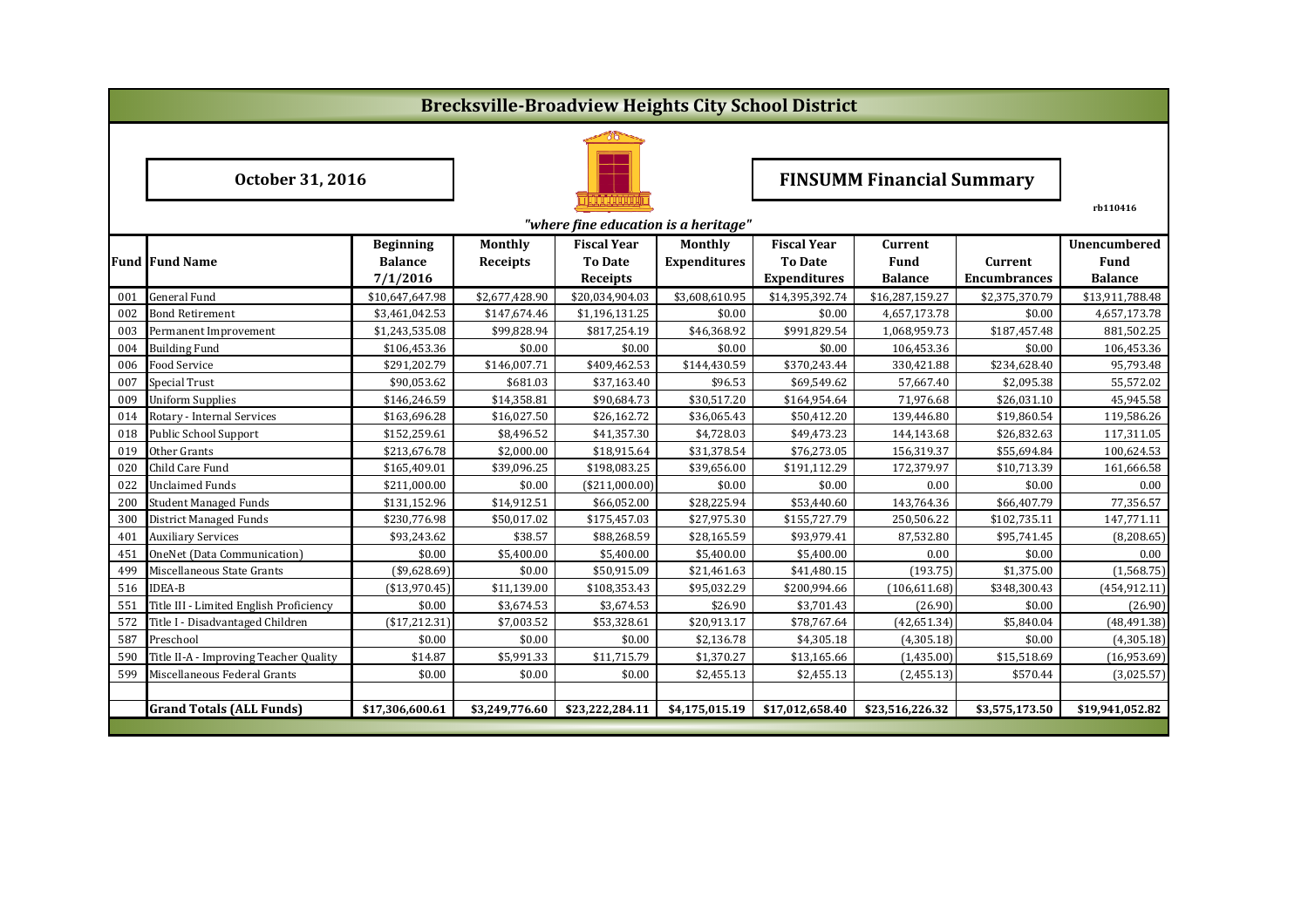# Brecksville-Broadview Heights City School District

**October 31, 2016**

## FINSUMM Financial Summary

rb110416

*"where fine education is a heritage"*

| Fund | Fund Name | Beginning Balance 7/1/2016 | Monthly Receipts | Fiscal Year To Date Receipts | Monthly Expenditures | Fiscal Year To Date Expenditures | Current Fund Balance | Current Encumbrances | Unencumbered Fund Balance |
|---|---|---|---|---|---|---|---|---|---|
| 001 | General Fund | $10,647,647.98 | $2,677,428.90 | $20,034,904.03 | $3,608,610.95 | $14,395,392.74 | $16,287,159.27 | $2,375,370.79 | $13,911,788.48 |
| 002 | Bond Retirement | $3,461,042.53 | $147,674.46 | $1,196,131.25 | $0.00 | $0.00 | 4,657,173.78 | $0.00 | 4,657,173.78 |
| 003 | Permanent Improvement | $1,243,535.08 | $99,828.94 | $817,254.19 | $46,368.92 | $991,829.54 | 1,068,959.73 | $187,457.48 | 881,502.25 |
| 004 | Building Fund | $106,453.36 | $0.00 | $0.00 | $0.00 | $0.00 | 106,453.36 | $0.00 | 106,453.36 |
| 006 | Food Service | $291,202.79 | $146,007.71 | $409,462.53 | $144,430.59 | $370,243.44 | 330,421.88 | $234,628.40 | 95,793.48 |
| 007 | Special Trust | $90,053.62 | $681.03 | $37,163.40 | $96.53 | $69,549.62 | 57,667.40 | $2,095.38 | 55,572.02 |
| 009 | Uniform Supplies | $146,246.59 | $14,358.81 | $90,684.73 | $30,517.20 | $164,954.64 | 71,976.68 | $26,031.10 | 45,945.58 |
| 014 | Rotary - Internal Services | $163,696.28 | $16,027.50 | $26,162.72 | $36,065.43 | $50,412.20 | 139,446.80 | $19,860.54 | 119,586.26 |
| 018 | Public School Support | $152,259.61 | $8,496.52 | $41,357.30 | $4,728.03 | $49,473.23 | 144,143.68 | $26,832.63 | 117,311.05 |
| 019 | Other Grants | $213,676.78 | $2,000.00 | $18,915.64 | $31,378.54 | $76,273.05 | 156,319.37 | $55,694.84 | 100,624.53 |
| 020 | Child Care Fund | $165,409.01 | $39,096.25 | $198,083.25 | $39,656.00 | $191,112.29 | 172,379.97 | $10,713.39 | 161,666.58 |
| 022 | Unclaimed Funds | $211,000.00 | $0.00 | ($211,000.00) | $0.00 | $0.00 | 0.00 | $0.00 | 0.00 |
| 200 | Student Managed Funds | $131,152.96 | $14,912.51 | $66,052.00 | $28,225.94 | $53,440.60 | 143,764.36 | $66,407.79 | 77,356.57 |
| 300 | District Managed Funds | $230,776.98 | $50,017.02 | $175,457.03 | $27,975.30 | $155,727.79 | 250,506.22 | $102,735.11 | 147,771.11 |
| 401 | Auxiliary Services | $93,243.62 | $38.57 | $88,268.59 | $28,165.59 | $93,979.41 | 87,532.80 | $95,741.45 | (8,208.65) |
| 451 | OneNet (Data Communication) | $0.00 | $5,400.00 | $5,400.00 | $5,400.00 | $5,400.00 | 0.00 | $0.00 | 0.00 |
| 499 | Miscellaneous State Grants | ($9,628.69) | $0.00 | $50,915.09 | $21,461.63 | $41,480.15 | (193.75) | $1,375.00 | (1,568.75) |
| 516 | IDEA-B | ($13,970.45) | $11,139.00 | $108,353.43 | $95,032.29 | $200,994.66 | (106,611.68) | $348,300.43 | (454,912.11) |
| 551 | Title III - Limited English Proficiency | $0.00 | $3,674.53 | $3,674.53 | $26.90 | $3,701.43 | (26.90) | $0.00 | (26.90) |
| 572 | Title I - Disadvantaged Children | ($17,212.31) | $7,003.52 | $53,328.61 | $20,913.17 | $78,767.64 | (42,651.34) | $5,840.04 | (48,491.38) |
| 587 | Preschool | $0.00 | $0.00 | $0.00 | $2,136.78 | $4,305.18 | (4,305.18) | $0.00 | (4,305.18) |
| 590 | Title II-A - Improving Teacher Quality | $14.87 | $5,991.33 | $11,715.79 | $1,370.27 | $13,165.66 | (1,435.00) | $15,518.69 | (16,953.69) |
| 599 | Miscellaneous Federal Grants | $0.00 | $0.00 | $0.00 | $2,455.13 | $2,455.13 | (2,455.13) | $570.44 | (3,025.57) |
| | | | | | | | | | |
| | **Grand Totals (ALL Funds)** | **$17,306,600.61** | **$3,249,776.60** | **$23,222,284.11** | **$4,175,015.19** | **$17,012,658.40** | **$23,516,226.32** | **$3,575,173.50** | **$19,941,052.82** |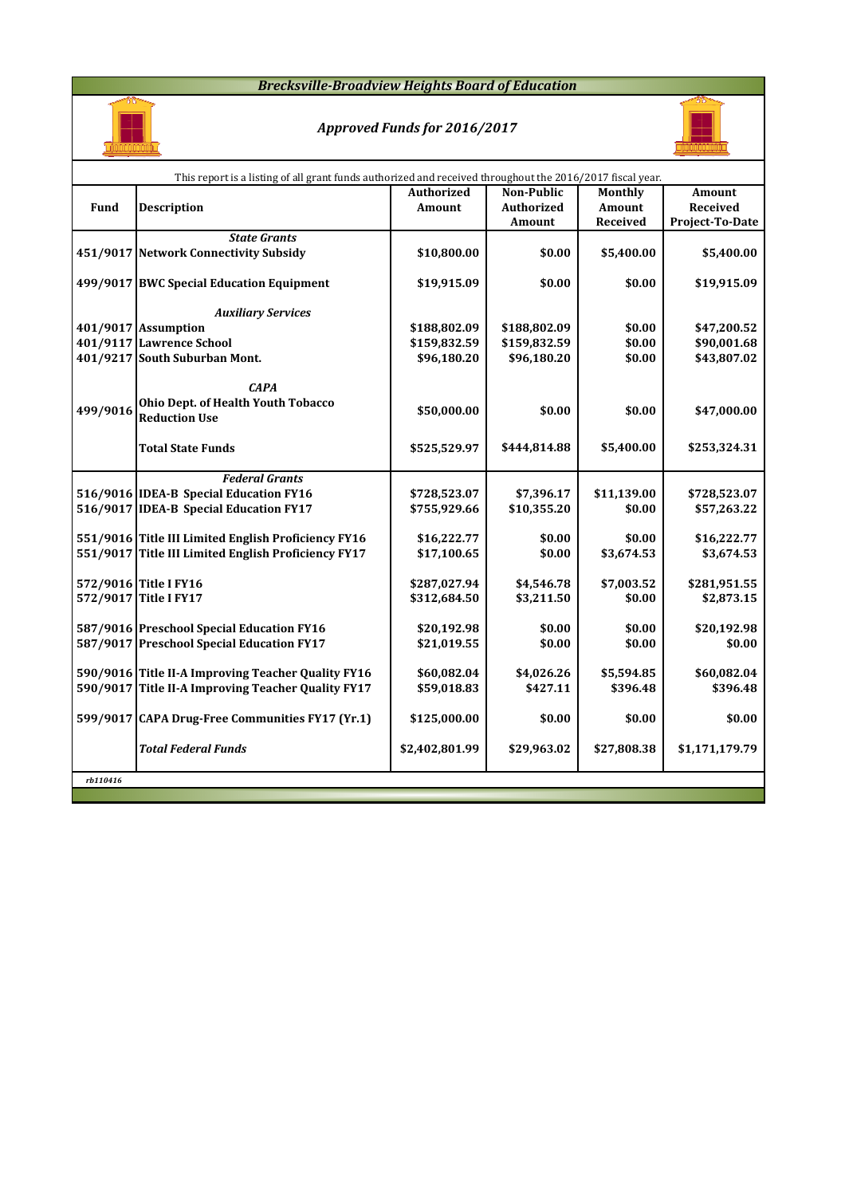# *Brecksville-Broadview Heights Board of Education*

## *Approved Funds for 2016/2017*

This report is a listing of all grant funds authorized and received throughout the 2016/2017 fiscal year.

| Fund | Description | Authorized Amount | Non-Public Authorized Amount | Monthly Amount Received | Amount Received Project-To-Date |
|---|---|---|---|---|---|
| | ***State Grants*** | | | | |
| 451/9017 | **Network Connectivity Subsidy** | **$10,800.00** | **$0.00** | **$5,400.00** | **$5,400.00** |
| 499/9017 | **BWC Special Education Equipment** | **$19,915.09** | **$0.00** | **$0.00** | **$19,915.09** |
| | ***Auxiliary Services*** | | | | |
| 401/9017 | **Assumption** | **$188,802.09** | **$188,802.09** | **$0.00** | **$47,200.52** |
| 401/9117 | **Lawrence School** | **$159,832.59** | **$159,832.59** | **$0.00** | **$90,001.68** |
| 401/9217 | **South Suburban Mont.** | **$96,180.20** | **$96,180.20** | **$0.00** | **$43,807.02** |
| | ***CAPA*** | | | | |
| 499/9016 | **Ohio Dept. of Health Youth Tobacco Reduction Use** | **$50,000.00** | **$0.00** | **$0.00** | **$47,000.00** |
| | **Total State Funds** | **$525,529.97** | **$444,814.88** | **$5,400.00** | **$253,324.31** |
| | ***Federal Grants*** | | | | |
| 516/9016 | **IDEA-B Special Education FY16** | **$728,523.07** | **$7,396.17** | **$11,139.00** | **$728,523.07** |
| 516/9017 | **IDEA-B Special Education FY17** | **$755,929.66** | **$10,355.20** | **$0.00** | **$57,263.22** |
| 551/9016 | **Title III Limited English Proficiency FY16** | **$16,222.77** | **$0.00** | **$0.00** | **$16,222.77** |
| 551/9017 | **Title III Limited English Proficiency FY17** | **$17,100.65** | **$0.00** | **$3,674.53** | **$3,674.53** |
| 572/9016 | **Title I FY16** | **$287,027.94** | **$4,546.78** | **$7,003.52** | **$281,951.55** |
| 572/9017 | **Title I FY17** | **$312,684.50** | **$3,211.50** | **$0.00** | **$2,873.15** |
| 587/9016 | **Preschool Special Education FY16** | **$20,192.98** | **$0.00** | **$0.00** | **$20,192.98** |
| 587/9017 | **Preschool Special Education FY17** | **$21,019.55** | **$0.00** | **$0.00** | **$0.00** |
| 590/9016 | **Title II-A Improving Teacher Quality FY16** | **$60,082.04** | **$4,026.26** | **$5,594.85** | **$60,082.04** |
| 590/9017 | **Title II-A Improving Teacher Quality FY17** | **$59,018.83** | **$427.11** | **$396.48** | **$396.48** |
| 599/9017 | **CAPA Drug-Free Communities FY17 (Yr.1)** | **$125,000.00** | **$0.00** | **$0.00** | **$0.00** |
| | ***Total Federal Funds*** | **$2,402,801.99** | **$29,963.02** | **$27,808.38** | **$1,171,179.79** |

*rb110416*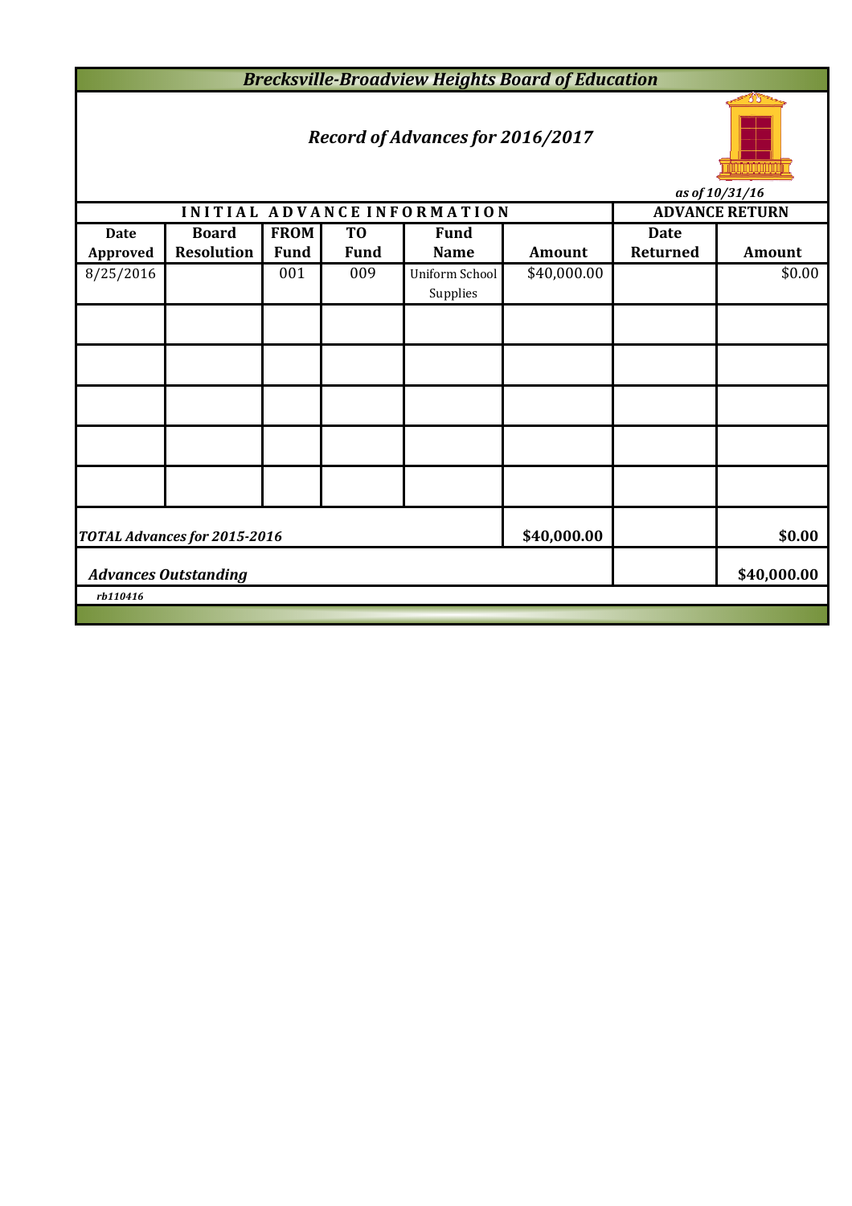# *Brecksville-Broadview Heights Board of Education*

## *Record of Advances for 2016/2017*

*as of 10/31/16*

| INITIAL ADVANCE INFORMATION | | | | | | ADVANCE RETURN | |
|---|---|---|---|---|---|---|---|
| **Date Approved** | **Board Resolution** | **FROM Fund** | **TO Fund** | **Fund Name** | **Amount** | **Date Returned** | **Amount** |
| 8/25/2016 | | 001 | 009 | Uniform School Supplies | $40,000.00 | | $0.00 |
| | | | | | | | |
| | | | | | | | |
| | | | | | | | |
| | | | | | | | |
| | | | | | | | |
| ***TOTAL Advances for 2015-2016*** | | | | | **$40,000.00** | | **$0.00** |
| ***Advances Outstanding*** | | | | | | | **$40,000.00** |

*rb110416*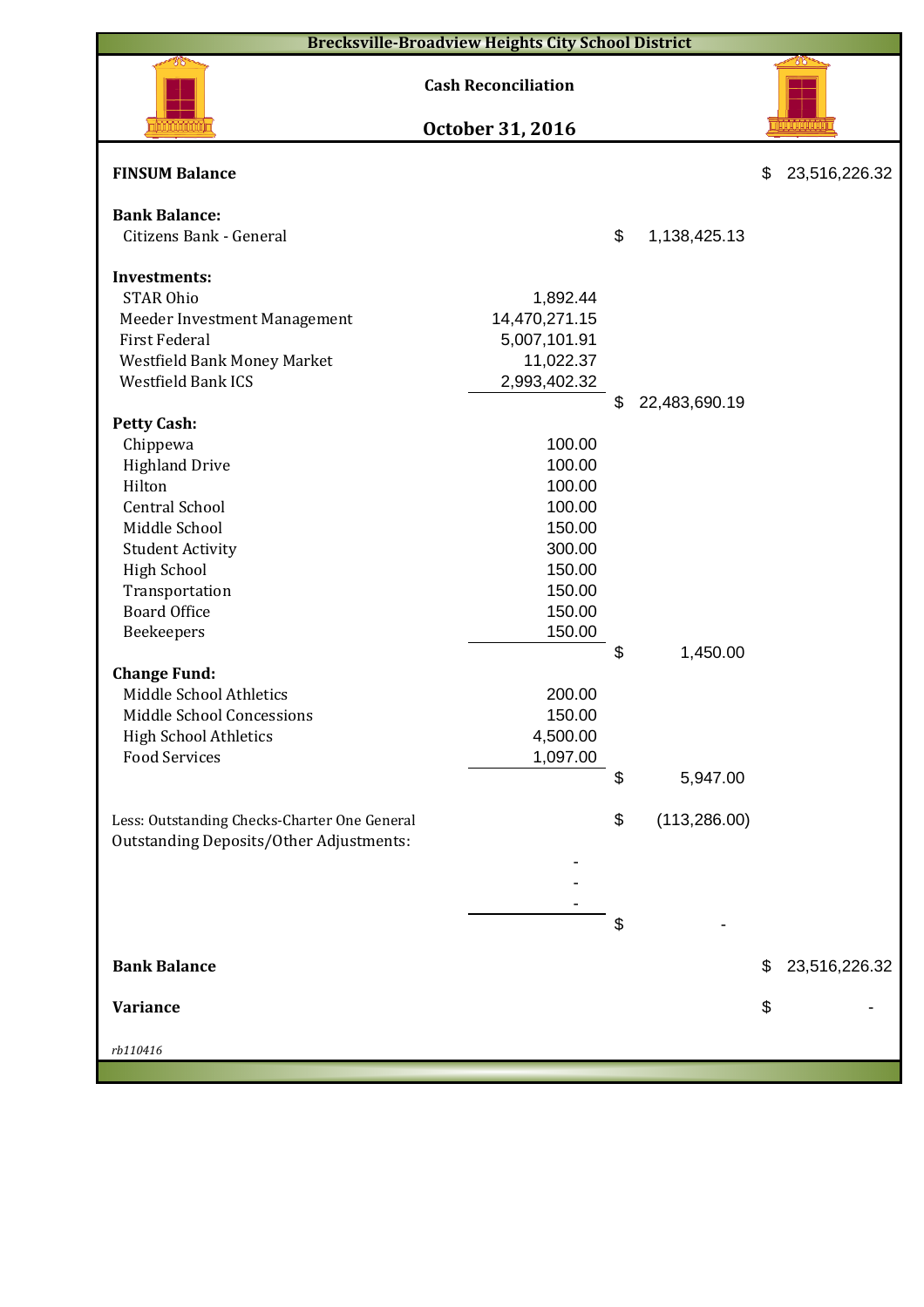# Brecksville-Broadview Heights City School District

## Cash Reconciliation

## October 31, 2016

| | | | |
|---|---|---|---|
| **FINSUM Balance** | | | $ 23,516,226.32 |
| | | | |
| **Bank Balance:** | | | |
| Citizens Bank - General | | $ 1,138,425.13 | |
| | | | |
| **Investments:** | | | |
| STAR Ohio | 1,892.44 | | |
| Meeder Investment Management | 14,470,271.15 | | |
| First Federal | 5,007,101.91 | | |
| Westfield Bank Money Market | 11,022.37 | | |
| Westfield Bank ICS | 2,993,402.32 | | |
| | | $ 22,483,690.19 | |
| **Petty Cash:** | | | |
| Chippewa | 100.00 | | |
| Highland Drive | 100.00 | | |
| Hilton | 100.00 | | |
| Central School | 100.00 | | |
| Middle School | 150.00 | | |
| Student Activity | 300.00 | | |
| High School | 150.00 | | |
| Transportation | 150.00 | | |
| Board Office | 150.00 | | |
| Beekeepers | 150.00 | | |
| | | $ 1,450.00 | |
| **Change Fund:** | | | |
| Middle School Athletics | 200.00 | | |
| Middle School Concessions | 150.00 | | |
| High School Athletics | 4,500.00 | | |
| Food Services | 1,097.00 | | |
| | | $ 5,947.00 | |
| | | | |
| Less: Outstanding Checks-Charter One General | | $ (113,286.00) | |
| Outstanding Deposits/Other Adjustments: | | | |
| | - | | |
| | - | | |
| | - | | |
| | | $ - | |
| | | | |
| **Bank Balance** | | | $ 23,516,226.32 |
| | | | |
| **Variance** | | | $ - |

*rb110416*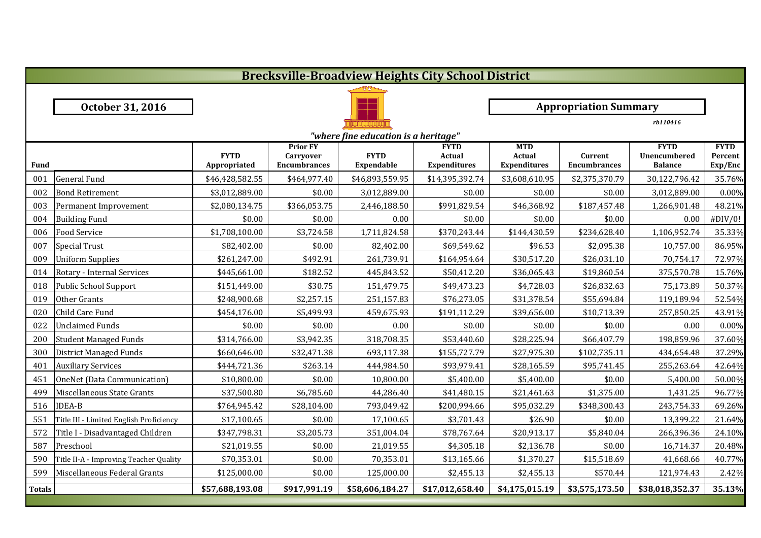# Brecksville-Broadview Heights City School District

**October 31, 2016**

**Appropriation Summary**

*rb110416*

*"where fine education is a heritage"*

| Fund | | FYTD Appropriated | Prior FY Carryover Encumbrances | FYTD Expendable | FYTD Actual Expenditures | MTD Actual Expenditures | Current Encumbrances | FYTD Unencumbered Balance | FYTD Percent Exp/Enc |
|---|---|---|---|---|---|---|---|---|---|
| 001 | General Fund | $46,428,582.55 | $464,977.40 | $46,893,559.95 | $14,395,392.74 | $3,608,610.95 | $2,375,370.79 | 30,122,796.42 | 35.76% |
| 002 | Bond Retirement | $3,012,889.00 | $0.00 | 3,012,889.00 | $0.00 | $0.00 | $0.00 | 3,012,889.00 | 0.00% |
| 003 | Permanent Improvement | $2,080,134.75 | $366,053.75 | 2,446,188.50 | $991,829.54 | $46,368.92 | $187,457.48 | 1,266,901.48 | 48.21% |
| 004 | Building Fund | $0.00 | $0.00 | 0.00 | $0.00 | $0.00 | $0.00 | 0.00 | #DIV/0! |
| 006 | Food Service | $1,708,100.00 | $3,724.58 | 1,711,824.58 | $370,243.44 | $144,430.59 | $234,628.40 | 1,106,952.74 | 35.33% |
| 007 | Special Trust | $82,402.00 | $0.00 | 82,402.00 | $69,549.62 | $96.53 | $2,095.38 | 10,757.00 | 86.95% |
| 009 | Uniform Supplies | $261,247.00 | $492.91 | 261,739.91 | $164,954.64 | $30,517.20 | $26,031.10 | 70,754.17 | 72.97% |
| 014 | Rotary - Internal Services | $445,661.00 | $182.52 | 445,843.52 | $50,412.20 | $36,065.43 | $19,860.54 | 375,570.78 | 15.76% |
| 018 | Public School Support | $151,449.00 | $30.75 | 151,479.75 | $49,473.23 | $4,728.03 | $26,832.63 | 75,173.89 | 50.37% |
| 019 | Other Grants | $248,900.68 | $2,257.15 | 251,157.83 | $76,273.05 | $31,378.54 | $55,694.84 | 119,189.94 | 52.54% |
| 020 | Child Care Fund | $454,176.00 | $5,499.93 | 459,675.93 | $191,112.29 | $39,656.00 | $10,713.39 | 257,850.25 | 43.91% |
| 022 | Unclaimed Funds | $0.00 | $0.00 | 0.00 | $0.00 | $0.00 | $0.00 | 0.00 | 0.00% |
| 200 | Student Managed Funds | $314,766.00 | $3,942.35 | 318,708.35 | $53,440.60 | $28,225.94 | $66,407.79 | 198,859.96 | 37.60% |
| 300 | District Managed Funds | $660,646.00 | $32,471.38 | 693,117.38 | $155,727.79 | $27,975.30 | $102,735.11 | 434,654.48 | 37.29% |
| 401 | Auxiliary Services | $444,721.36 | $263.14 | 444,984.50 | $93,979.41 | $28,165.59 | $95,741.45 | 255,263.64 | 42.64% |
| 451 | OneNet (Data Communication) | $10,800.00 | $0.00 | 10,800.00 | $5,400.00 | $5,400.00 | $0.00 | 5,400.00 | 50.00% |
| 499 | Miscellaneous State Grants | $37,500.80 | $6,785.60 | 44,286.40 | $41,480.15 | $21,461.63 | $1,375.00 | 1,431.25 | 96.77% |
| 516 | IDEA-B | $764,945.42 | $28,104.00 | 793,049.42 | $200,994.66 | $95,032.29 | $348,300.43 | 243,754.33 | 69.26% |
| 551 | Title III - Limited English Proficiency | $17,100.65 | $0.00 | 17,100.65 | $3,701.43 | $26.90 | $0.00 | 13,399.22 | 21.64% |
| 572 | Title I - Disadvantaged Children | $347,798.31 | $3,205.73 | 351,004.04 | $78,767.64 | $20,913.17 | $5,840.04 | 266,396.36 | 24.10% |
| 587 | Preschool | $21,019.55 | $0.00 | 21,019.55 | $4,305.18 | $2,136.78 | $0.00 | 16,714.37 | 20.48% |
| 590 | Title II-A - Improving Teacher Quality | $70,353.01 | $0.00 | 70,353.01 | $13,165.66 | $1,370.27 | $15,518.69 | 41,668.66 | 40.77% |
| 599 | Miscellaneous Federal Grants | $125,000.00 | $0.00 | 125,000.00 | $2,455.13 | $2,455.13 | $570.44 | 121,974.43 | 2.42% |
| **Totals** | | **$57,688,193.08** | **$917,991.19** | **$58,606,184.27** | **$17,012,658.40** | **$4,175,015.19** | **$3,575,173.50** | **$38,018,352.37** | **35.13%** |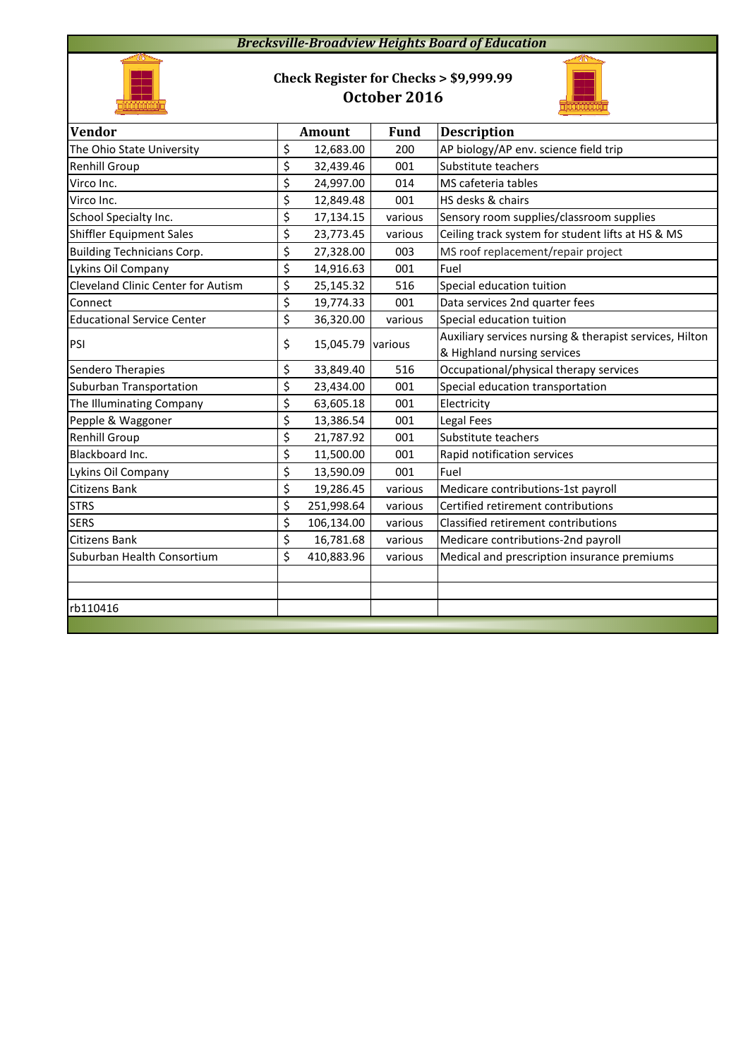# *Brecksville-Broadview Heights Board of Education*

## Check Register for Checks > $9,999.99
## October 2016

| Vendor | Amount | Fund | Description |
|---|---|---|---|
| The Ohio State University | $ 12,683.00 | 200 | AP biology/AP env. science field trip |
| Renhill Group | $ 32,439.46 | 001 | Substitute teachers |
| Virco Inc. | $ 24,997.00 | 014 | MS cafeteria tables |
| Virco Inc. | $ 12,849.48 | 001 | HS desks & chairs |
| School Specialty Inc. | $ 17,134.15 | various | Sensory room supplies/classroom supplies |
| Shiffler Equipment Sales | $ 23,773.45 | various | Ceiling track system for student lifts at HS & MS |
| Building Technicians Corp. | $ 27,328.00 | 003 | MS roof replacement/repair project |
| Lykins Oil Company | $ 14,916.63 | 001 | Fuel |
| Cleveland Clinic Center for Autism | $ 25,145.32 | 516 | Special education tuition |
| Connect | $ 19,774.33 | 001 | Data services 2nd quarter fees |
| Educational Service Center | $ 36,320.00 | various | Special education tuition |
| PSI | $ 15,045.79 | various | Auxiliary services nursing & therapist services, Hilton & Highland nursing services |
| Sendero Therapies | $ 33,849.40 | 516 | Occupational/physical therapy services |
| Suburban Transportation | $ 23,434.00 | 001 | Special education transportation |
| The Illuminating Company | $ 63,605.18 | 001 | Electricity |
| Pepple & Waggoner | $ 13,386.54 | 001 | Legal Fees |
| Renhill Group | $ 21,787.92 | 001 | Substitute teachers |
| Blackboard Inc. | $ 11,500.00 | 001 | Rapid notification services |
| Lykins Oil Company | $ 13,590.09 | 001 | Fuel |
| Citizens Bank | $ 19,286.45 | various | Medicare contributions-1st payroll |
| STRS | $ 251,998.64 | various | Certified retirement contributions |
| SERS | $ 106,134.00 | various | Classified retirement contributions |
| Citizens Bank | $ 16,781.68 | various | Medicare contributions-2nd payroll |
| Suburban Health Consortium | $ 410,883.96 | various | Medical and prescription insurance premiums |
| | | | |
| | | | |
| rb110416 | | | |